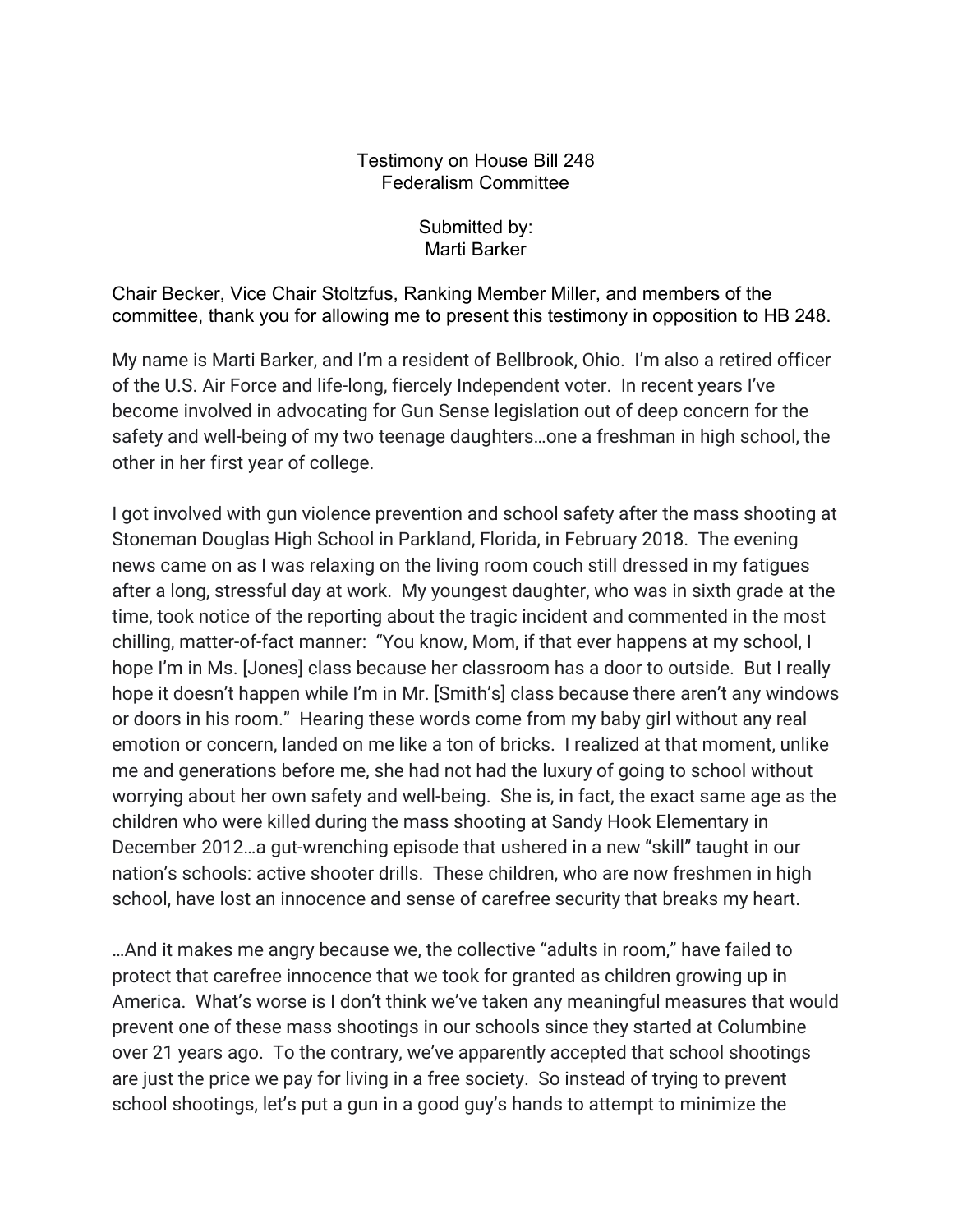Testimony on House Bill 248
Federalism Committee

Submitted by:
Marti Barker

Chair Becker, Vice Chair Stoltzfus, Ranking Member Miller, and members of the committee, thank you for allowing me to present this testimony in opposition to HB 248.

My name is Marti Barker, and I'm a resident of Bellbrook, Ohio. I'm also a retired officer of the U.S. Air Force and life-long, fiercely Independent voter. In recent years I've become involved in advocating for Gun Sense legislation out of deep concern for the safety and well-being of my two teenage daughters…one a freshman in high school, the other in her first year of college.

I got involved with gun violence prevention and school safety after the mass shooting at Stoneman Douglas High School in Parkland, Florida, in February 2018. The evening news came on as I was relaxing on the living room couch still dressed in my fatigues after a long, stressful day at work. My youngest daughter, who was in sixth grade at the time, took notice of the reporting about the tragic incident and commented in the most chilling, matter-of-fact manner: "You know, Mom, if that ever happens at my school, I hope I'm in Ms. [Jones] class because her classroom has a door to outside. But I really hope it doesn't happen while I'm in Mr. [Smith's] class because there aren't any windows or doors in his room." Hearing these words come from my baby girl without any real emotion or concern, landed on me like a ton of bricks. I realized at that moment, unlike me and generations before me, she had not had the luxury of going to school without worrying about her own safety and well-being. She is, in fact, the exact same age as the children who were killed during the mass shooting at Sandy Hook Elementary in December 2012…a gut-wrenching episode that ushered in a new "skill" taught in our nation's schools: active shooter drills. These children, who are now freshmen in high school, have lost an innocence and sense of carefree security that breaks my heart.

…And it makes me angry because we, the collective "adults in room," have failed to protect that carefree innocence that we took for granted as children growing up in America. What's worse is I don't think we've taken any meaningful measures that would prevent one of these mass shootings in our schools since they started at Columbine over 21 years ago. To the contrary, we've apparently accepted that school shootings are just the price we pay for living in a free society. So instead of trying to prevent school shootings, let's put a gun in a good guy's hands to attempt to minimize the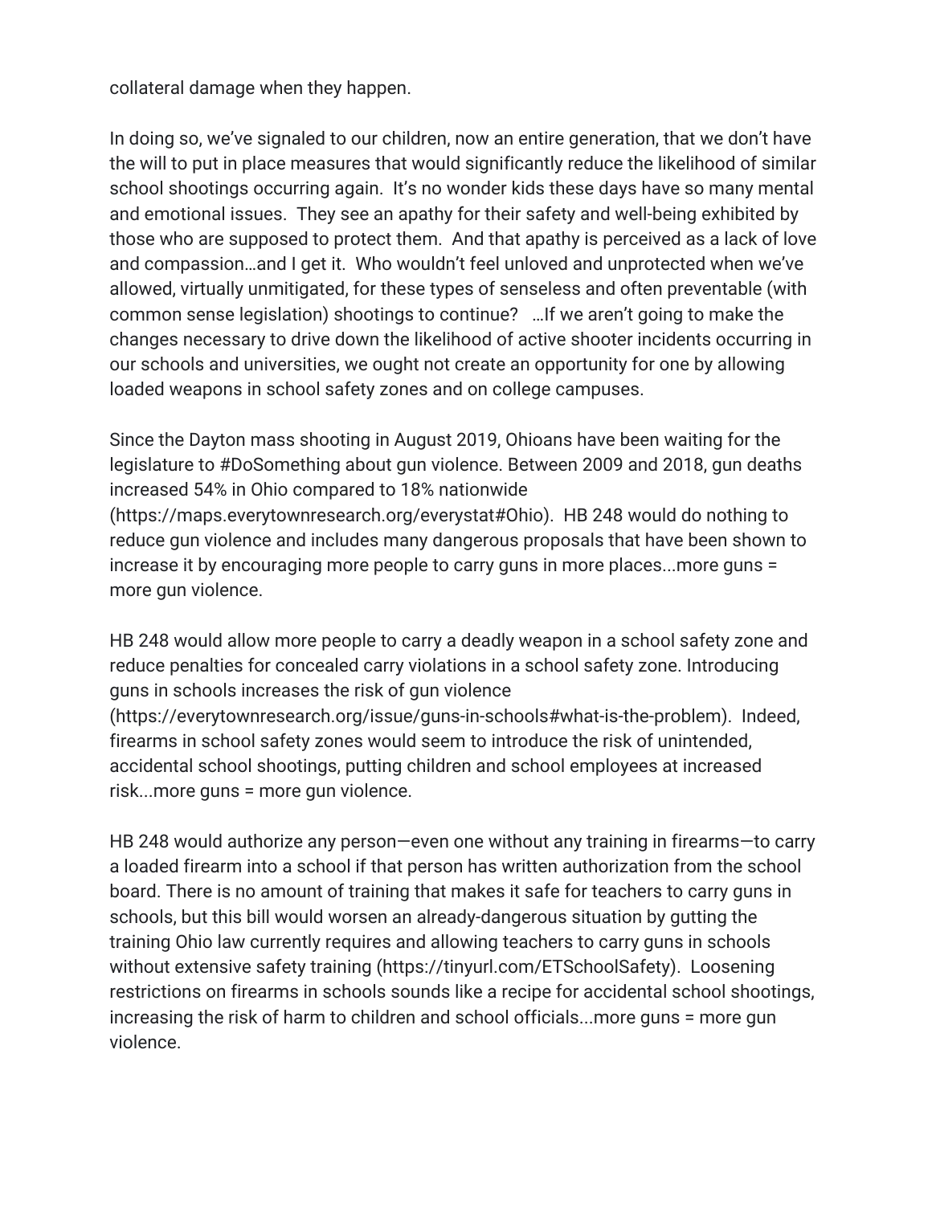collateral damage when they happen.

In doing so, we've signaled to our children, now an entire generation, that we don't have the will to put in place measures that would significantly reduce the likelihood of similar school shootings occurring again. It's no wonder kids these days have so many mental and emotional issues. They see an apathy for their safety and well-being exhibited by those who are supposed to protect them. And that apathy is perceived as a lack of love and compassion…and I get it. Who wouldn't feel unloved and unprotected when we've allowed, virtually unmitigated, for these types of senseless and often preventable (with common sense legislation) shootings to continue? …If we aren't going to make the changes necessary to drive down the likelihood of active shooter incidents occurring in our schools and universities, we ought not create an opportunity for one by allowing loaded weapons in school safety zones and on college campuses.

Since the Dayton mass shooting in August 2019, Ohioans have been waiting for the legislature to #DoSomething about gun violence. Between 2009 and 2018, gun deaths increased 54% in Ohio compared to 18% nationwide (https://maps.everytownresearch.org/everystat#Ohio). HB 248 would do nothing to reduce gun violence and includes many dangerous proposals that have been shown to increase it by encouraging more people to carry guns in more places...more guns = more gun violence.

HB 248 would allow more people to carry a deadly weapon in a school safety zone and reduce penalties for concealed carry violations in a school safety zone. Introducing guns in schools increases the risk of gun violence (https://everytownresearch.org/issue/guns-in-schools#what-is-the-problem). Indeed, firearms in school safety zones would seem to introduce the risk of unintended, accidental school shootings, putting children and school employees at increased risk...more guns = more gun violence.

HB 248 would authorize any person—even one without any training in firearms—to carry a loaded firearm into a school if that person has written authorization from the school board. There is no amount of training that makes it safe for teachers to carry guns in schools, but this bill would worsen an already-dangerous situation by gutting the training Ohio law currently requires and allowing teachers to carry guns in schools without extensive safety training (https://tinyurl.com/ETSchoolSafety). Loosening restrictions on firearms in schools sounds like a recipe for accidental school shootings, increasing the risk of harm to children and school officials...more guns = more gun violence.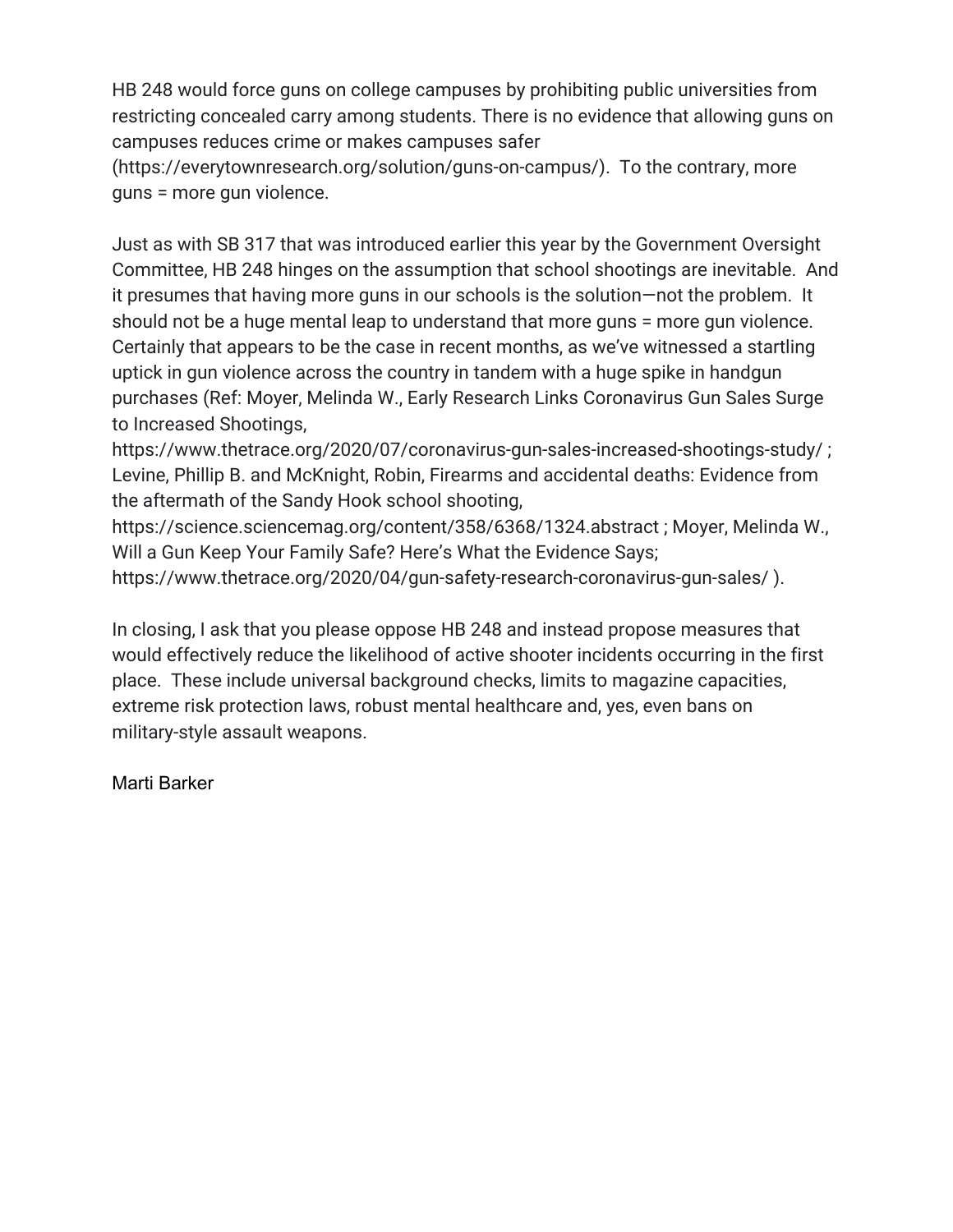HB 248 would force guns on college campuses by prohibiting public universities from restricting concealed carry among students. There is no evidence that allowing guns on campuses reduces crime or makes campuses safer (https://everytownresearch.org/solution/guns-on-campus/). To the contrary, more guns = more gun violence.

Just as with SB 317 that was introduced earlier this year by the Government Oversight Committee, HB 248 hinges on the assumption that school shootings are inevitable. And it presumes that having more guns in our schools is the solution—not the problem. It should not be a huge mental leap to understand that more guns = more gun violence. Certainly that appears to be the case in recent months, as we've witnessed a startling uptick in gun violence across the country in tandem with a huge spike in handgun purchases (Ref: Moyer, Melinda W., Early Research Links Coronavirus Gun Sales Surge to Increased Shootings, https://www.thetrace.org/2020/07/coronavirus-gun-sales-increased-shootings-study/ ; Levine, Phillip B. and McKnight, Robin, Firearms and accidental deaths: Evidence from the aftermath of the Sandy Hook school shooting, https://science.sciencemag.org/content/358/6368/1324.abstract ; Moyer, Melinda W., Will a Gun Keep Your Family Safe? Here's What the Evidence Says; https://www.thetrace.org/2020/04/gun-safety-research-coronavirus-gun-sales/ ).

In closing, I ask that you please oppose HB 248 and instead propose measures that would effectively reduce the likelihood of active shooter incidents occurring in the first place. These include universal background checks, limits to magazine capacities, extreme risk protection laws, robust mental healthcare and, yes, even bans on military-style assault weapons.

Marti Barker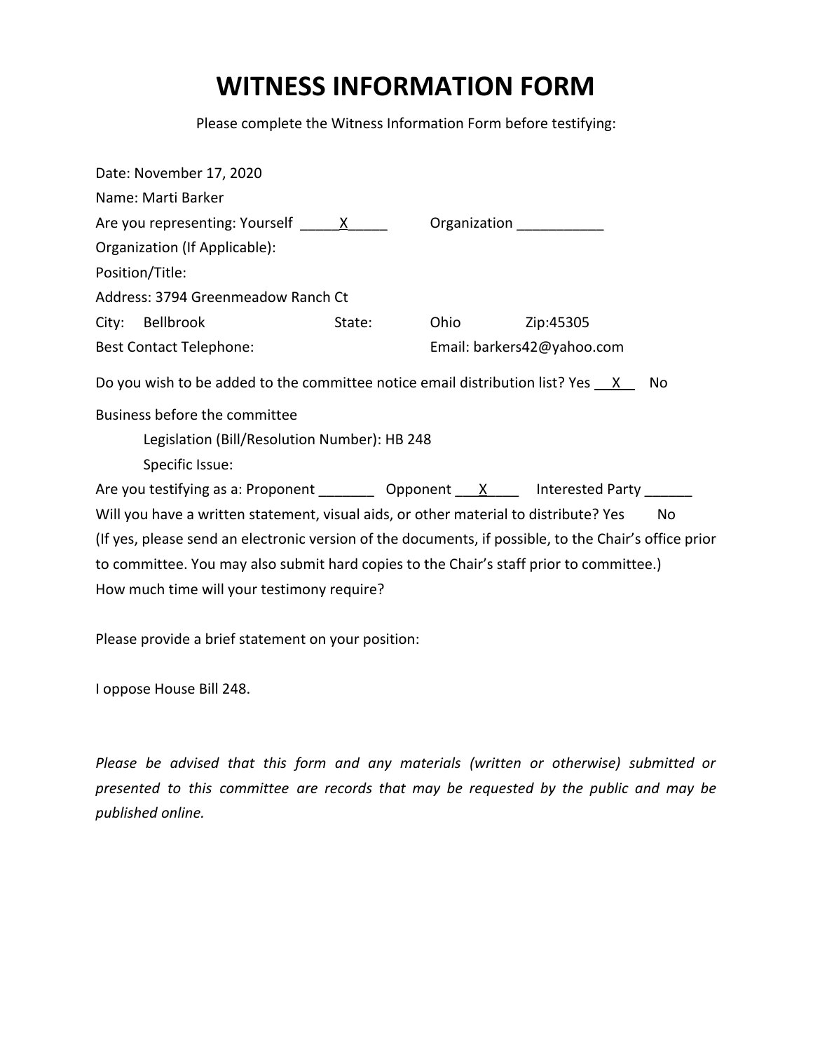# WITNESS INFORMATION FORM

Please complete the Witness Information Form before testifying:

Date: November 17, 2020

Name: Marti Barker

Are you representing: Yourself _____X_____ Organization ___________

Organization (If Applicable):

Position/Title:

Address: 3794 Greenmeadow Ranch Ct

City: Bellbrook State: Ohio Zip:45305

Best Contact Telephone: Email: barkers42@yahoo.com

Do you wish to be added to the committee notice email distribution list? Yes __X__ No

Business before the committee

Legislation (Bill/Resolution Number): HB 248

Specific Issue:

Are you testifying as a: Proponent _______ Opponent ___X____ Interested Party ______

Will you have a written statement, visual aids, or other material to distribute? Yes No

(If yes, please send an electronic version of the documents, if possible, to the Chair's office prior to committee. You may also submit hard copies to the Chair's staff prior to committee.)

How much time will your testimony require?

Please provide a brief statement on your position:

I oppose House Bill 248.

*Please be advised that this form and any materials (written or otherwise) submitted or presented to this committee are records that may be requested by the public and may be published online.*